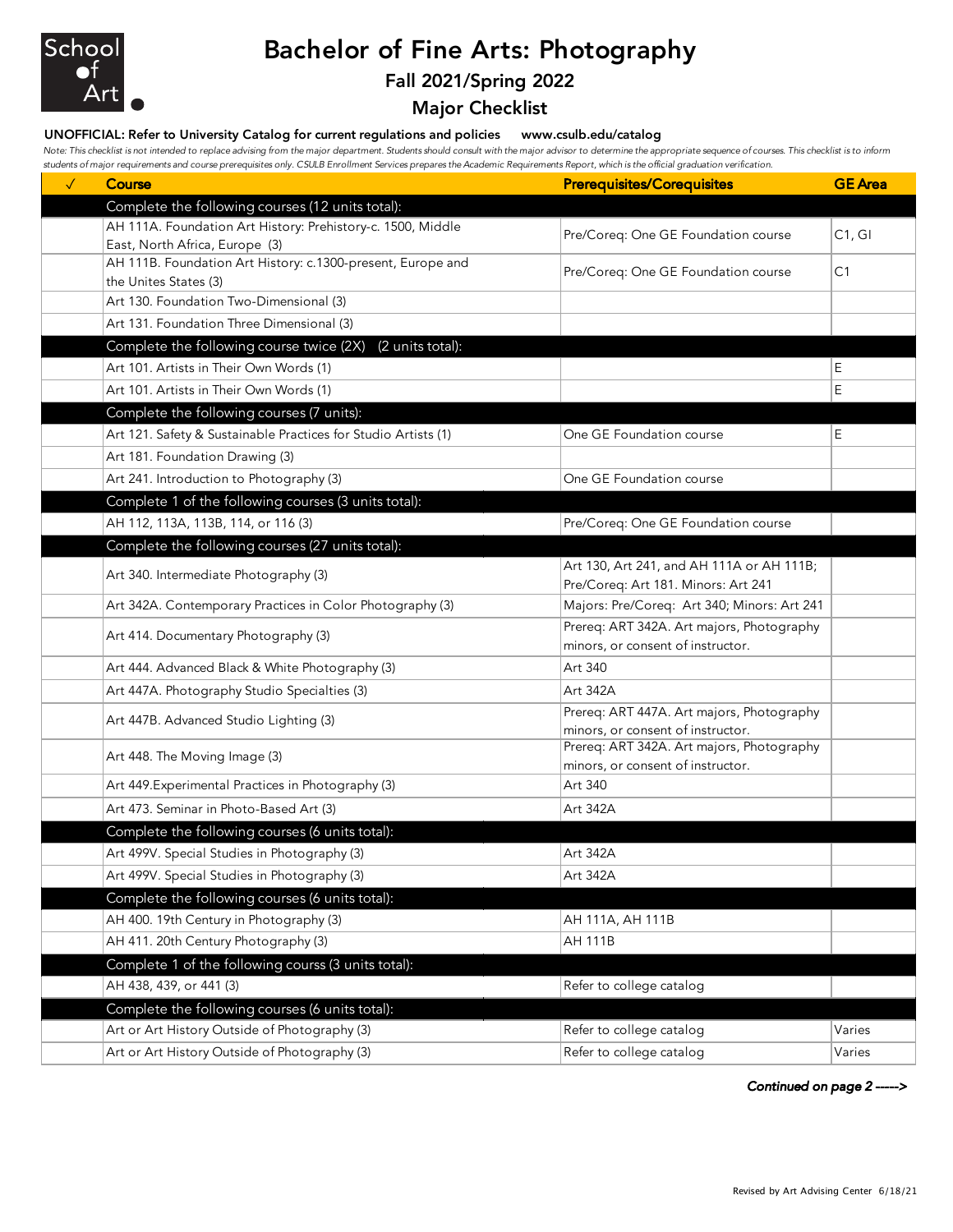School of Art

# Bachelor of Fine Arts: Photography

## Fall 2021/Spring 2022

## Major Checklist

**UNOFFICIAL: Refer to University Catalog for current regulations and policies www.csulb.edu/catalog**

*Note: This checklist is not intended to replace advising from the major department. Students should consult with the major advisor to determine the appropriate sequence of courses. This checklist is to inform students of major requirements and course prerequisites only. CSULB Enrollment Services prepares the Academic Requirements Report, which is the official graduation verification.*

| ✓ | Course | Prerequisites/Corequisites | GE Area |
|---|---|---|---|
| | **Complete the following courses (12 units total):** | | |
| | AH 111A. Foundation Art History: Prehistory-c. 1500, Middle East, North Africa, Europe (3) | Pre/Coreq: One GE Foundation course | C1, GI |
| | AH 111B. Foundation Art History: c.1300-present, Europe and the Unites States (3) | Pre/Coreq: One GE Foundation course | C1 |
| | Art 130. Foundation Two-Dimensional (3) | | |
| | Art 131. Foundation Three Dimensional (3) | | |
| | **Complete the following course twice (2X) (2 units total):** | | |
| | Art 101. Artists in Their Own Words (1) | | E |
| | Art 101. Artists in Their Own Words (1) | | E |
| | **Complete the following courses (7 units):** | | |
| | Art 121. Safety & Sustainable Practices for Studio Artists (1) | One GE Foundation course | E |
| | Art 181. Foundation Drawing (3) | | |
| | Art 241. Introduction to Photography (3) | One GE Foundation course | |
| | **Complete 1 of the following courses (3 units total):** | | |
| | AH 112, 113A, 113B, 114, or 116 (3) | Pre/Coreq: One GE Foundation course | |
| | **Complete the following courses (27 units total):** | | |
| | Art 340. Intermediate Photography (3) | Art 130, Art 241, and AH 111A or AH 111B; Pre/Coreq: Art 181. Minors: Art 241 | |
| | Art 342A. Contemporary Practices in Color Photography (3) | Majors: Pre/Coreq: Art 340; Minors: Art 241 | |
| | Art 414. Documentary Photography (3) | Prereq: ART 342A. Art majors, Photography minors, or consent of instructor. | |
| | Art 444. Advanced Black & White Photography (3) | Art 340 | |
| | Art 447A. Photography Studio Specialties (3) | Art 342A | |
| | Art 447B. Advanced Studio Lighting (3) | Prereq: ART 447A. Art majors, Photography minors, or consent of instructor. | |
| | Art 448. The Moving Image (3) | Prereq: ART 342A. Art majors, Photography minors, or consent of instructor. | |
| | Art 449.Experimental Practices in Photography (3) | Art 340 | |
| | Art 473. Seminar in Photo-Based Art (3) | Art 342A | |
| | **Complete the following courses (6 units total):** | | |
| | Art 499V. Special Studies in Photography (3) | Art 342A | |
| | Art 499V. Special Studies in Photography (3) | Art 342A | |
| | **Complete the following courses (6 units total):** | | |
| | AH 400. 19th Century in Photography (3) | AH 111A, AH 111B | |
| | AH 411. 20th Century Photography (3) | AH 111B | |
| | **Complete 1 of the following courss (3 units total):** | | |
| | AH 438, 439, or 441 (3) | Refer to college catalog | |
| | **Complete the following courses (6 units total):** | | |
| | Art or Art History Outside of Photography (3) | Refer to college catalog | Varies |
| | Art or Art History Outside of Photography (3) | Refer to college catalog | Varies |

*Continued on page 2 ----->*

Revised by Art Advising Center 6/18/21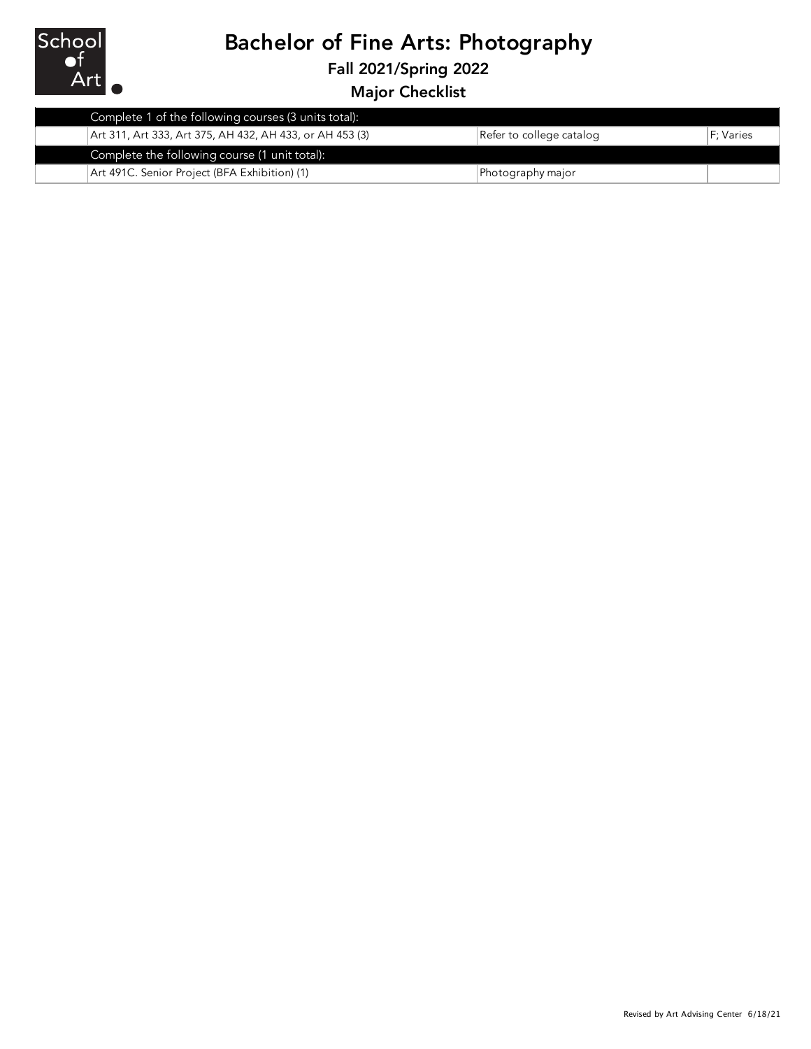# Bachelor of Fine Arts: Photography

## Fall 2021/Spring 2022

## Major Checklist

| | | | |
|---|---|---|---|
| | Complete 1 of the following courses (3 units total): | | |
| | Art 311, Art 333, Art 375, AH 432, AH 433, or AH 453 (3) | Refer to college catalog | F; Varies |
| | Complete the following course (1 unit total): | | |
| | Art 491C. Senior Project (BFA Exhibition) (1) | Photography major | |

Revised by Art Advising Center 6/18/21